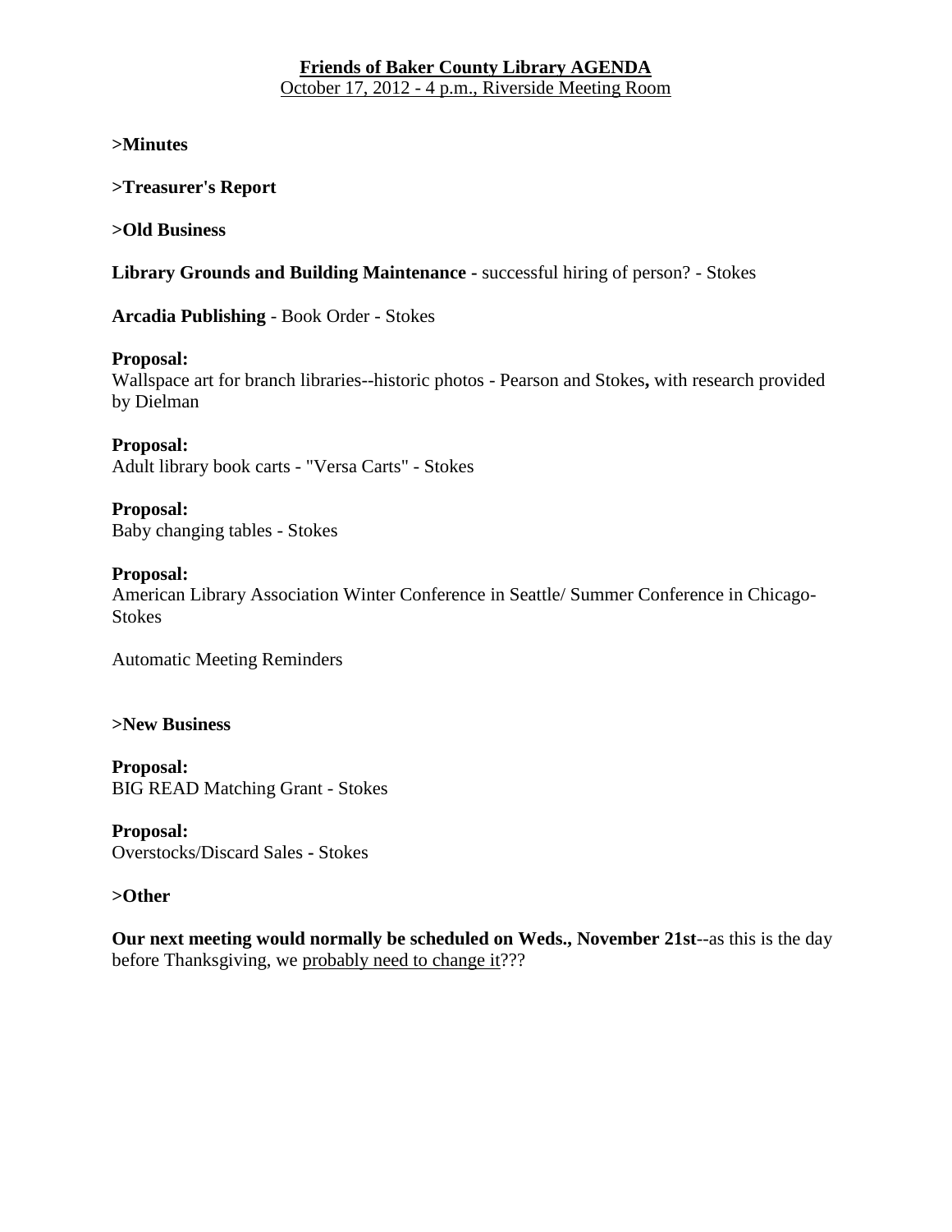# Friends of Baker County Library AGENDA

October 17, 2012 - 4 p.m., Riverside Meeting Room

**>Minutes**

**>Treasurer's Report**

**>Old Business**

**Library Grounds and Building Maintenance -** successful hiring of person? - Stokes

**Arcadia Publishing** - Book Order - Stokes

**Proposal:**
Wallspace art for branch libraries--historic photos - Pearson and Stokes**,** with research provided by Dielman

**Proposal:**
Adult library book carts - "Versa Carts" - Stokes

**Proposal:**
Baby changing tables - Stokes

**Proposal:**
American Library Association Winter Conference in Seattle/ Summer Conference in Chicago- Stokes

Automatic Meeting Reminders

**>New Business**

**Proposal:**
BIG READ Matching Grant - Stokes

**Proposal:**
Overstocks/Discard Sales - Stokes

**>Other**

**Our next meeting would normally be scheduled on Weds., November 21st**--as this is the day before Thanksgiving, we probably need to change it???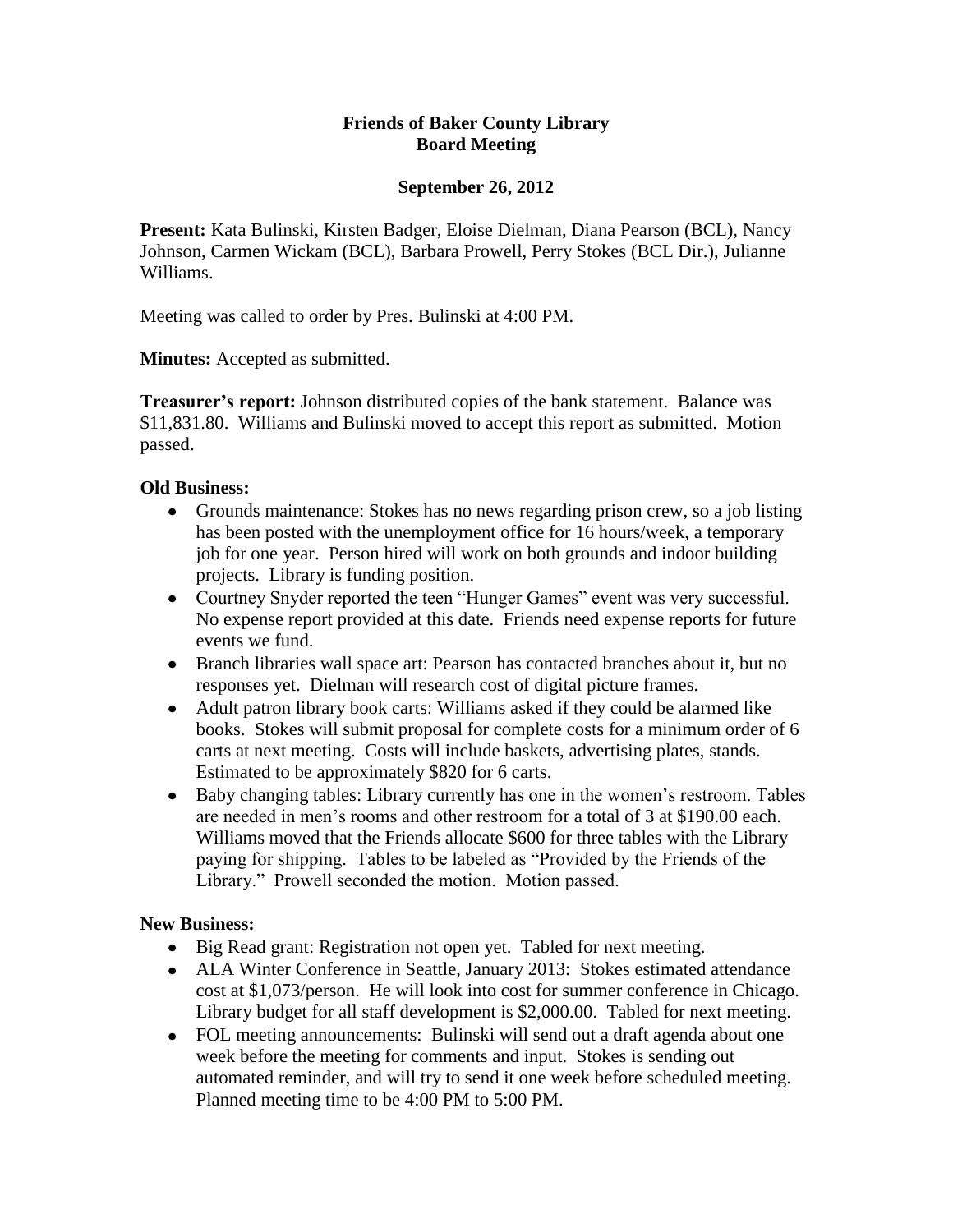**Friends of Baker County Library**
**Board Meeting**

**September 26, 2012**

**Present:** Kata Bulinski, Kirsten Badger, Eloise Dielman, Diana Pearson (BCL), Nancy Johnson, Carmen Wickam (BCL), Barbara Prowell, Perry Stokes (BCL Dir.), Julianne Williams.

Meeting was called to order by Pres. Bulinski at 4:00 PM.

**Minutes:** Accepted as submitted.

**Treasurer's report:** Johnson distributed copies of the bank statement. Balance was $11,831.80. Williams and Bulinski moved to accept this report as submitted. Motion passed.

**Old Business:**

- Grounds maintenance: Stokes has no news regarding prison crew, so a job listing has been posted with the unemployment office for 16 hours/week, a temporary job for one year. Person hired will work on both grounds and indoor building projects. Library is funding position.
- Courtney Snyder reported the teen "Hunger Games" event was very successful. No expense report provided at this date. Friends need expense reports for future events we fund.
- Branch libraries wall space art: Pearson has contacted branches about it, but no responses yet. Dielman will research cost of digital picture frames.
- Adult patron library book carts: Williams asked if they could be alarmed like books. Stokes will submit proposal for complete costs for a minimum order of 6 carts at next meeting. Costs will include baskets, advertising plates, stands. Estimated to be approximately $820 for 6 carts.
- Baby changing tables: Library currently has one in the women's restroom. Tables are needed in men's rooms and other restroom for a total of 3 at $190.00 each. Williams moved that the Friends allocate $600 for three tables with the Library paying for shipping. Tables to be labeled as "Provided by the Friends of the Library." Prowell seconded the motion. Motion passed.

**New Business:**

- Big Read grant: Registration not open yet. Tabled for next meeting.
- ALA Winter Conference in Seattle, January 2013: Stokes estimated attendance cost at $1,073/person. He will look into cost for summer conference in Chicago. Library budget for all staff development is $2,000.00. Tabled for next meeting.
- FOL meeting announcements: Bulinski will send out a draft agenda about one week before the meeting for comments and input. Stokes is sending out automated reminder, and will try to send it one week before scheduled meeting. Planned meeting time to be 4:00 PM to 5:00 PM.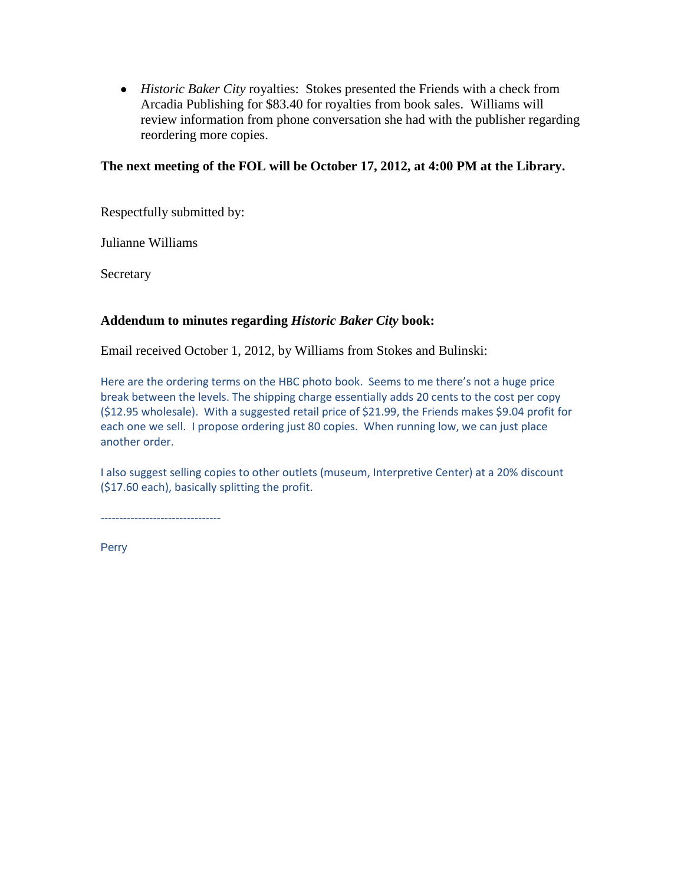- *Historic Baker City* royalties: Stokes presented the Friends with a check from Arcadia Publishing for $83.40 for royalties from book sales. Williams will review information from phone conversation she had with the publisher regarding reordering more copies.

**The next meeting of the FOL will be October 17, 2012, at 4:00 PM at the Library.**

Respectfully submitted by:

Julianne Williams

Secretary

**Addendum to minutes regarding *Historic Baker City* book:**

Email received October 1, 2012, by Williams from Stokes and Bulinski:

Here are the ordering terms on the HBC photo book. Seems to me there's not a huge price break between the levels. The shipping charge essentially adds 20 cents to the cost per copy ($12.95 wholesale). With a suggested retail price of $21.99, the Friends makes $9.04 profit for each one we sell. I propose ordering just 80 copies. When running low, we can just place another order.

I also suggest selling copies to other outlets (museum, Interpretive Center) at a 20% discount ($17.60 each), basically splitting the profit.

--------------------------------

Perry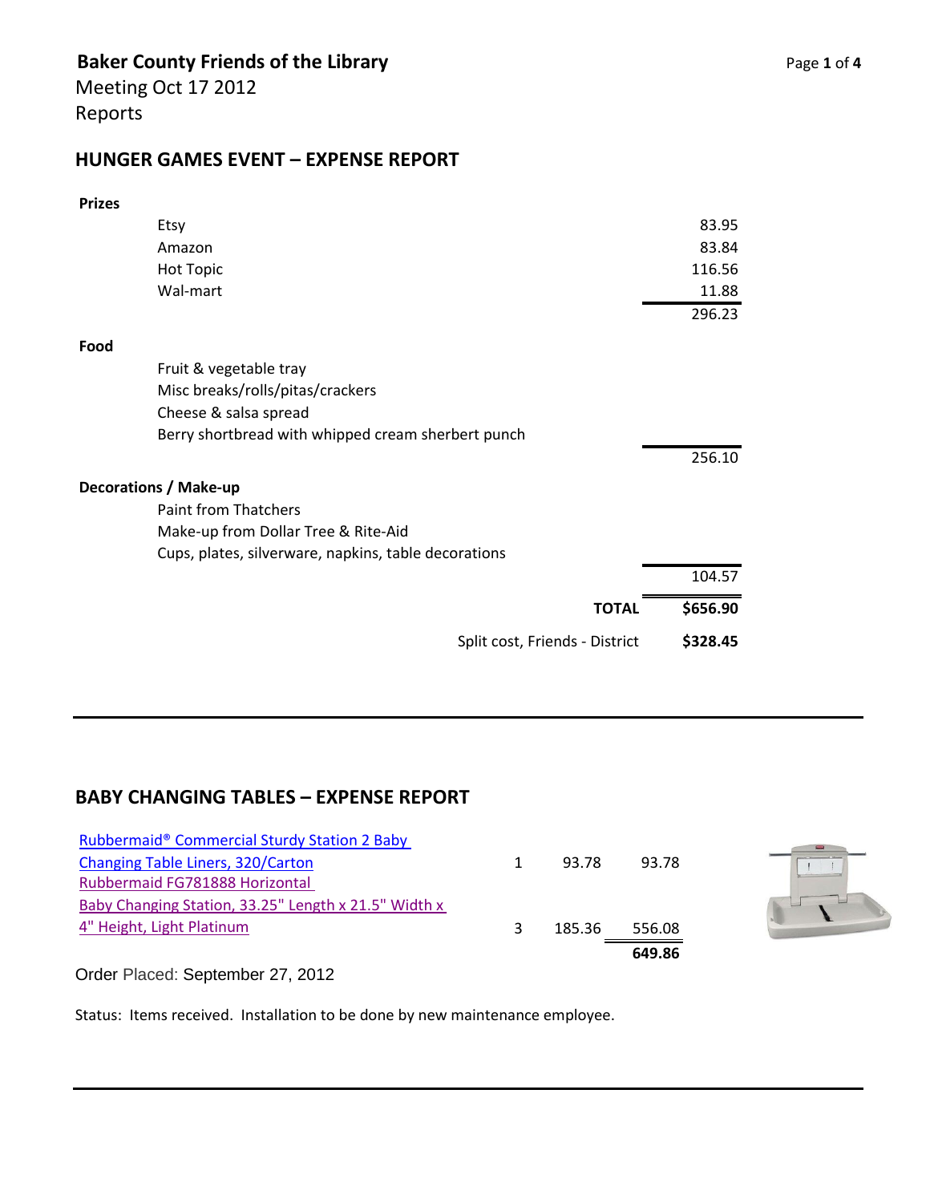**Baker County Friends of the Library**
Meeting Oct 17 2012
Reports

## HUNGER GAMES EVENT – EXPENSE REPORT

| | | |
|---|---|---|
| **Prizes** | | |
| | Etsy | 83.95 |
| | Amazon | 83.84 |
| | Hot Topic | 116.56 |
| | Wal-mart | 11.88 |
| | | 296.23 |
| **Food** | | |
| | Fruit & vegetable tray | |
| | Misc breaks/rolls/pitas/crackers | |
| | Cheese & salsa spread | |
| | Berry shortbread with whipped cream sherbert punch | |
| | | 256.10 |
| **Decorations / Make-up** | | |
| | Paint from Thatchers | |
| | Make-up from Dollar Tree & Rite-Aid | |
| | Cups, plates, silverware, napkins, table decorations | |
| | | 104.57 |
| | **TOTAL** | **$656.90** |
| | Split cost, Friends - District | **$328.45** |

## BABY CHANGING TABLES – EXPENSE REPORT

| Item | Qty | Price | Total |
|---|---|---|---|
| Rubbermaid® Commercial Sturdy Station 2 Baby Changing Table Liners, 320/Carton | 1 | 93.78 | 93.78 |
| Rubbermaid FG781888 Horizontal Baby Changing Station, 33.25" Length x 21.5" Width x 4" Height, Light Platinum | 3 | 185.36 | 556.08 |
| | | | **649.86** |

Order Placed: September 27, 2012

Status: Items received. Installation to be done by new maintenance employee.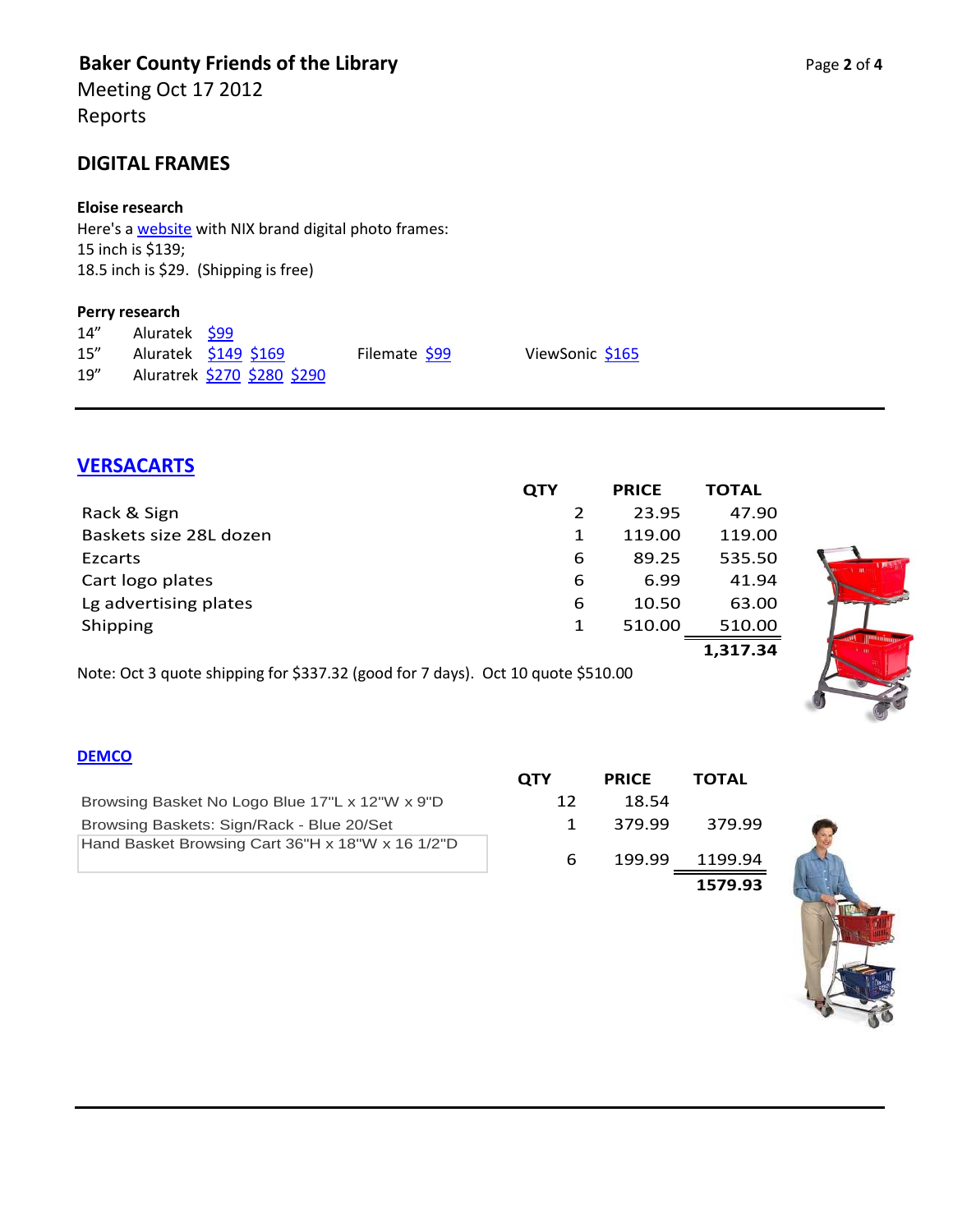# Baker County Friends of the Library

Meeting Oct 17 2012

Reports

## DIGITAL FRAMES

### Eloise research

Here's a website with NIX brand digital photo frames:
15 inch is $139;
18.5 inch is $29. (Shipping is free)

### Perry research

| | | | |
|---|---|---|---|
| 14" | Aluratek $99 | | |
| 15" | Aluratek $149 $169 | Filemate $99 | ViewSonic $165 |
| 19" | Aluratrek $270 $280 $290 | | |

---

## VERSACARTS

| | QTY | PRICE | TOTAL |
|---|---|---|---|
| Rack & Sign | 2 | 23.95 | 47.90 |
| Baskets size 28L dozen | 1 | 119.00 | 119.00 |
| Ezcarts | 6 | 89.25 | 535.50 |
| Cart logo plates | 6 | 6.99 | 41.94 |
| Lg advertising plates | 6 | 10.50 | 63.00 |
| Shipping | 1 | 510.00 | 510.00 |
| | | | **1,317.34** |

Note: Oct 3 quote shipping for $337.32 (good for 7 days). Oct 10 quote $510.00

## DEMCO

| | QTY | PRICE | TOTAL |
|---|---|---|---|
| Browsing Basket No Logo Blue 17"L x 12"W x 9"D | 12 | 18.54 | |
| Browsing Baskets: Sign/Rack - Blue 20/Set | 1 | 379.99 | 379.99 |
| Hand Basket Browsing Cart 36"H x 18"W x 16 1/2"D | 6 | 199.99 | 1199.94 |
| | | | **1579.93** |

---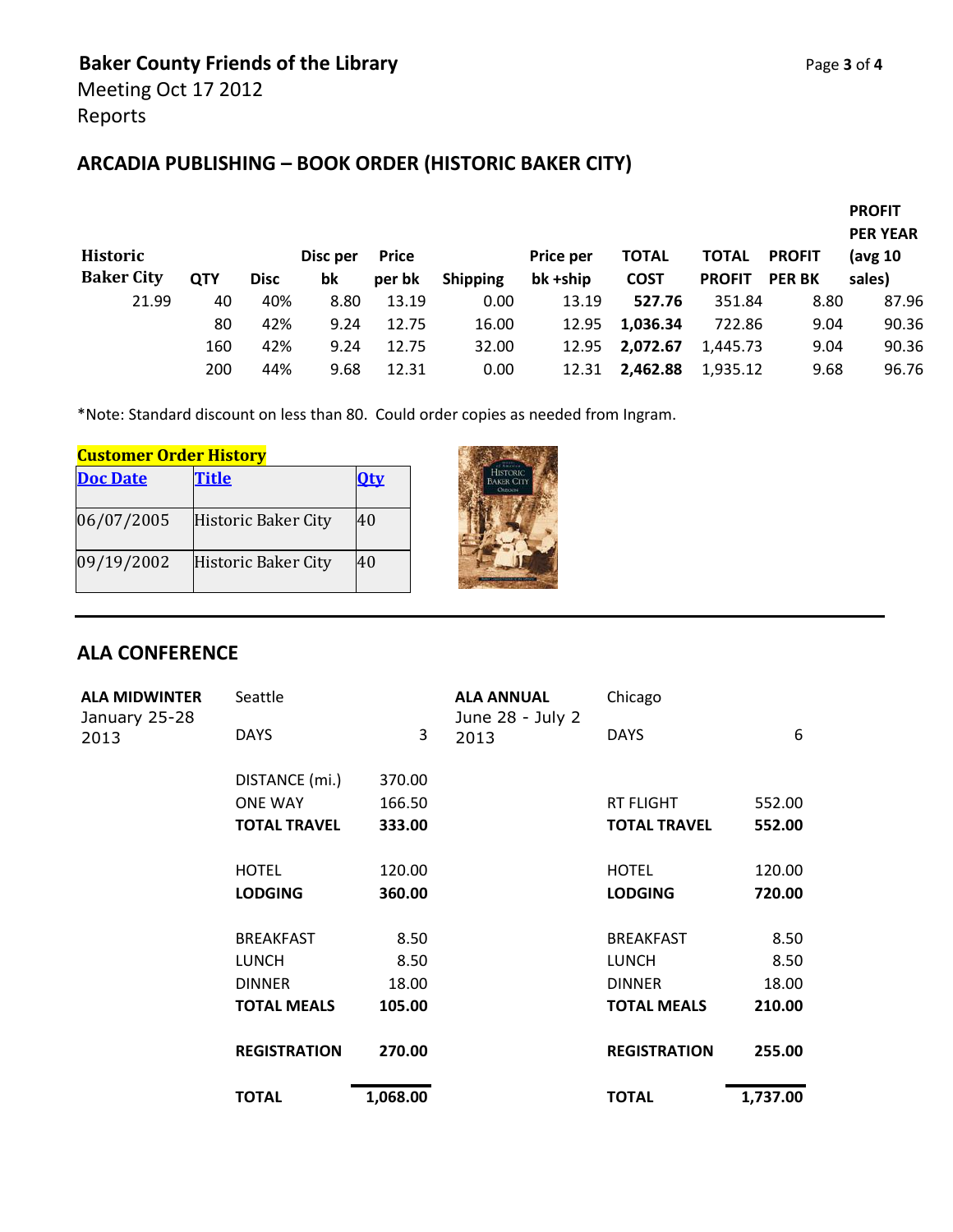**Baker County Friends of the Library**

Meeting Oct 17 2012

Reports

## ARCADIA PUBLISHING – BOOK ORDER (HISTORIC BAKER CITY)

| Historic Baker City | QTY | Disc | Disc per bk | Price per bk | Shipping | Price per bk +ship | TOTAL COST | TOTAL PROFIT | PROFIT PER BK | PROFIT PER YEAR (avg 10 sales) |
|---|---|---|---|---|---|---|---|---|---|---|
| 21.99 | 40 | 40% | 8.80 | 13.19 | 0.00 | 13.19 | **527.76** | 351.84 | 8.80 | 87.96 |
| | 80 | 42% | 9.24 | 12.75 | 16.00 | 12.95 | **1,036.34** | 722.86 | 9.04 | 90.36 |
| | 160 | 42% | 9.24 | 12.75 | 32.00 | 12.95 | **2,072.67** | 1,445.73 | 9.04 | 90.36 |
| | 200 | 44% | 9.68 | 12.31 | 0.00 | 12.31 | **2,462.88** | 1,935.12 | 9.68 | 96.76 |

*Note: Standard discount on less than 80. Could order copies as needed from Ingram.

**Customer Order History**

| Doc Date | Title | Qty |
|---|---|---|
| 06/07/2005 | Historic Baker City | 40 |
| 09/19/2002 | Historic Baker City | 40 |

## ALA CONFERENCE

**ALA MIDWINTER** January 25-28 2013 — Seattle

| | |
|---|---|
| DAYS | 3 |
| DISTANCE (mi.) | 370.00 |
| ONE WAY | 166.50 |
| **TOTAL TRAVEL** | **333.00** |
| HOTEL | 120.00 |
| **LODGING** | **360.00** |
| BREAKFAST | 8.50 |
| LUNCH | 8.50 |
| DINNER | 18.00 |
| **TOTAL MEALS** | **105.00** |
| **REGISTRATION** | **270.00** |
| **TOTAL** | **1,068.00** |

**ALA ANNUAL** June 28 - July 2 2013 — Chicago

| | |
|---|---|
| DAYS | 6 |
| RT FLIGHT | 552.00 |
| **TOTAL TRAVEL** | **552.00** |
| HOTEL | 120.00 |
| **LODGING** | **720.00** |
| BREAKFAST | 8.50 |
| LUNCH | 8.50 |
| DINNER | 18.00 |
| **TOTAL MEALS** | **210.00** |
| **REGISTRATION** | **255.00** |
| **TOTAL** | **1,737.00** |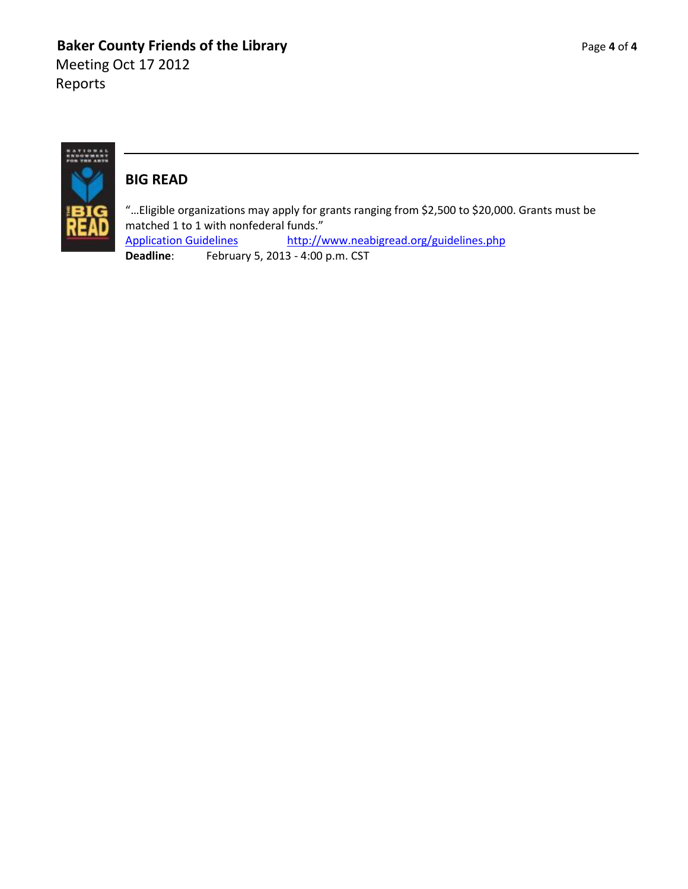## BIG READ

"…Eligible organizations may apply for grants ranging from $2,500 to $20,000. Grants must be matched 1 to 1 with nonfederal funds."

Application Guidelines http://www.neabigread.org/guidelines.php

**Deadline**: February 5, 2013 - 4:00 p.m. CST